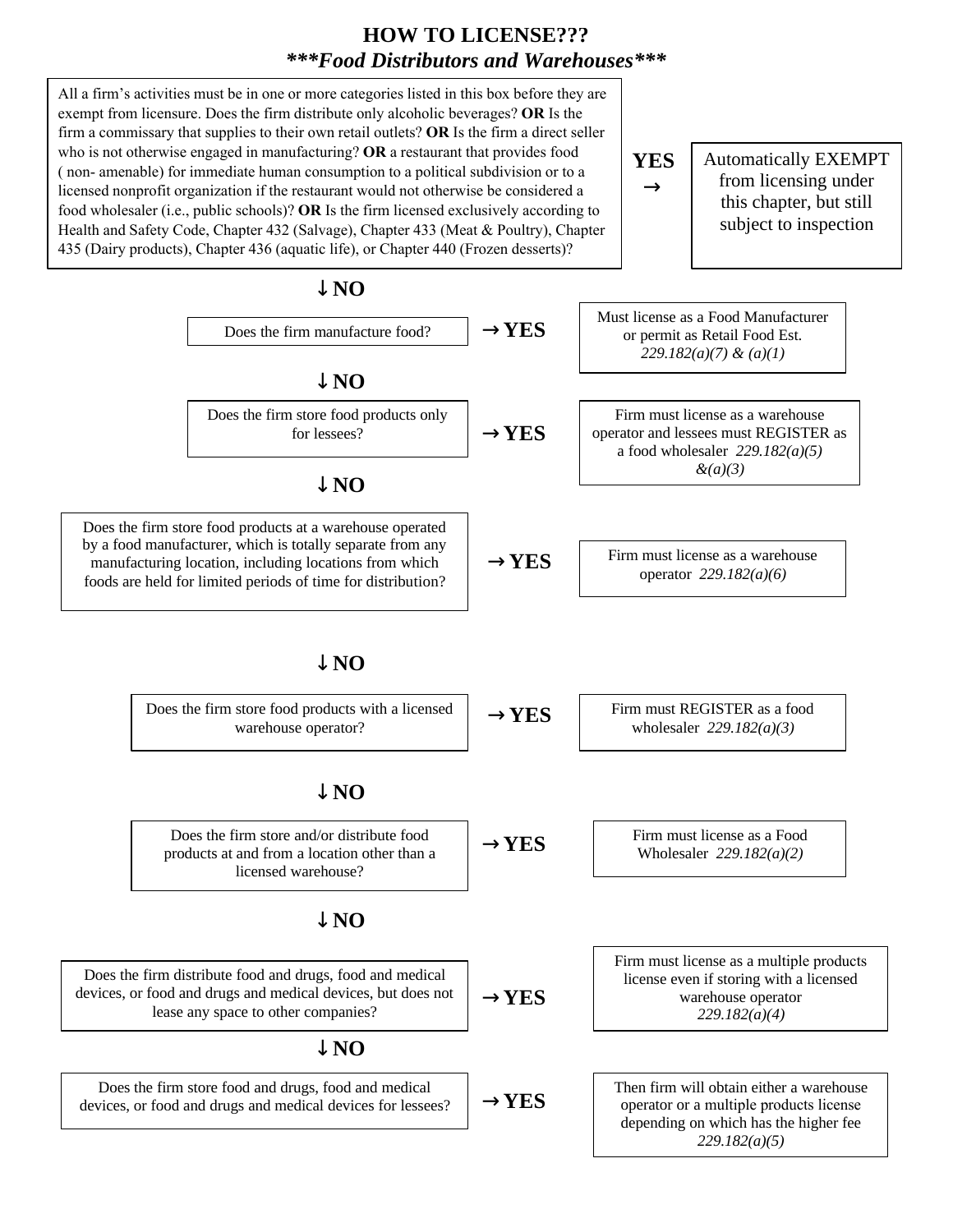# HOW TO LICENSE???

## ***Food Distributors and Warehouses***

All a firm's activities must be in one or more categories listed in this box before they are exempt from licensure. Does the firm distribute only alcoholic beverages? **OR** Is the firm a commissary that supplies to their own retail outlets? **OR** Is the firm a direct seller who is not otherwise engaged in manufacturing? **OR** a restaurant that provides food ( non- amenable) for immediate human consumption to a political subdivision or to a licensed nonprofit organization if the restaurant would not otherwise be considered a food wholesaler (i.e., public schools)? **OR** Is the firm licensed exclusively according to Health and Safety Code, Chapter 432 (Salvage), Chapter 433 (Meat & Poultry), Chapter 435 (Dairy products), Chapter 436 (aquatic life), or Chapter 440 (Frozen desserts)?

**YES →** Automatically EXEMPT from licensing under this chapter, but still subject to inspection

**↓ NO**

Does the firm manufacture food?

**→ YES** Must license as a Food Manufacturer or permit as Retail Food Est. *229.182(a)(7) & (a)(1)*

**↓ NO**

Does the firm store food products only for lessees?

**→ YES** Firm must license as a warehouse operator and lessees must REGISTER as a food wholesaler *229.182(a)(5) &(a)(3)*

**↓ NO**

Does the firm store food products at a warehouse operated by a food manufacturer, which is totally separate from any manufacturing location, including locations from which foods are held for limited periods of time for distribution?

**→ YES** Firm must license as a warehouse operator *229.182(a)(6)*

**↓ NO**

Does the firm store food products with a licensed warehouse operator?

**→ YES** Firm must REGISTER as a food wholesaler *229.182(a)(3)*

**↓ NO**

Does the firm store and/or distribute food products at and from a location other than a licensed warehouse?

**→ YES** Firm must license as a Food Wholesaler *229.182(a)(2)*

**↓ NO**

Does the firm distribute food and drugs, food and medical devices, or food and drugs and medical devices, but does not lease any space to other companies?

**→ YES** Firm must license as a multiple products license even if storing with a licensed warehouse operator *229.182(a)(4)*

**↓ NO**

Does the firm store food and drugs, food and medical devices, or food and drugs and medical devices for lessees?

**→ YES** Then firm will obtain either a warehouse operator or a multiple products license depending on which has the higher fee *229.182(a)(5)*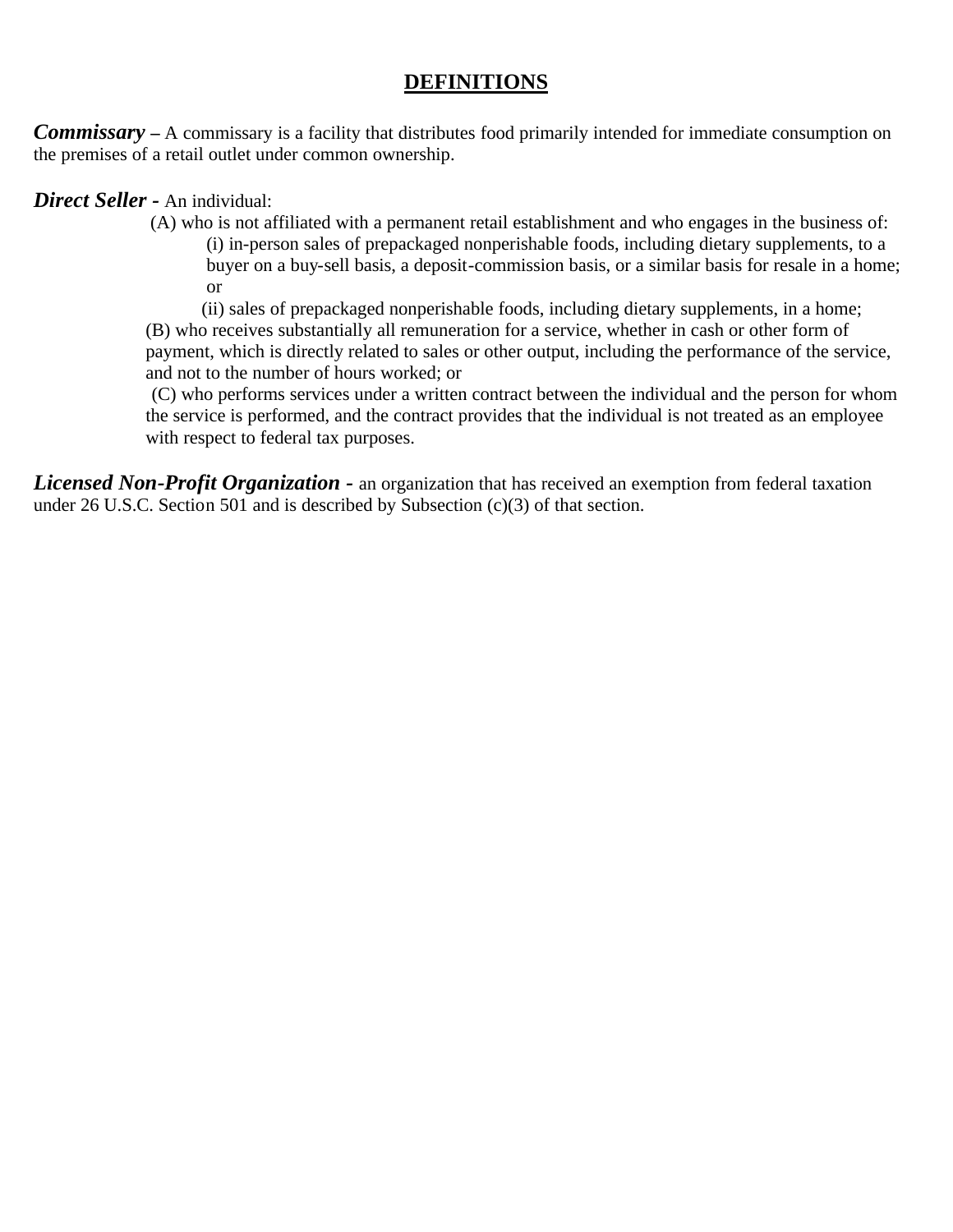## DEFINITIONS

***Commissary*** **–** A commissary is a facility that distributes food primarily intended for immediate consumption on the premises of a retail outlet under common ownership.

***Direct Seller*** **-** An individual:

(A) who is not affiliated with a permanent retail establishment and who engages in the business of:

(i) in-person sales of prepackaged nonperishable foods, including dietary supplements, to a buyer on a buy-sell basis, a deposit-commission basis, or a similar basis for resale in a home; or

(ii) sales of prepackaged nonperishable foods, including dietary supplements, in a home;

(B) who receives substantially all remuneration for a service, whether in cash or other form of payment, which is directly related to sales or other output, including the performance of the service, and not to the number of hours worked; or

(C) who performs services under a written contract between the individual and the person for whom the service is performed, and the contract provides that the individual is not treated as an employee with respect to federal tax purposes.

***Licensed Non-Profit Organization*** **-** an organization that has received an exemption from federal taxation under 26 U.S.C. Section 501 and is described by Subsection (c)(3) of that section.